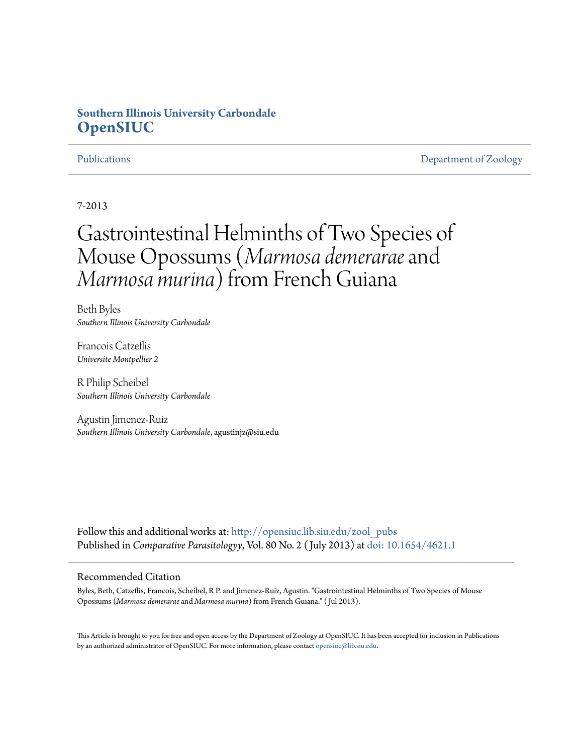**Southern Illinois University Carbondale**
**OpenSIUC**

Publications | Department of Zoology

7-2013

# Gastrointestinal Helminths of Two Species of Mouse Opossums (*Marmosa demerarae* and *Marmosa murina*) from French Guiana

Beth Byles
*Southern Illinois University Carbondale*

Francois Catzeflis
*Universite Montpellier 2*

R Philip Scheibel
*Southern Illinois University Carbondale*

Agustin Jimenez-Ruiz
*Southern Illinois University Carbondale*, agustinjz@siu.edu

Follow this and additional works at: http://opensiuc.lib.siu.edu/zool_pubs
Published in *Comparative Parasitologyy*, Vol. 80 No. 2 ( July 2013) at doi: 10.1654/4621.1

## Recommended Citation

Byles, Beth, Catzeflis, Francois, Scheibel, R P. and Jimenez-Ruiz, Agustin. "Gastrointestinal Helminths of Two Species of Mouse Opossums (*Marmosa demerarae* and *Marmosa murina*) from French Guiana." ( Jul 2013).

This Article is brought to you for free and open access by the Department of Zoology at OpenSIUC. It has been accepted for inclusion in Publications by an authorized administrator of OpenSIUC. For more information, please contact opensiuc@lib.siu.edu.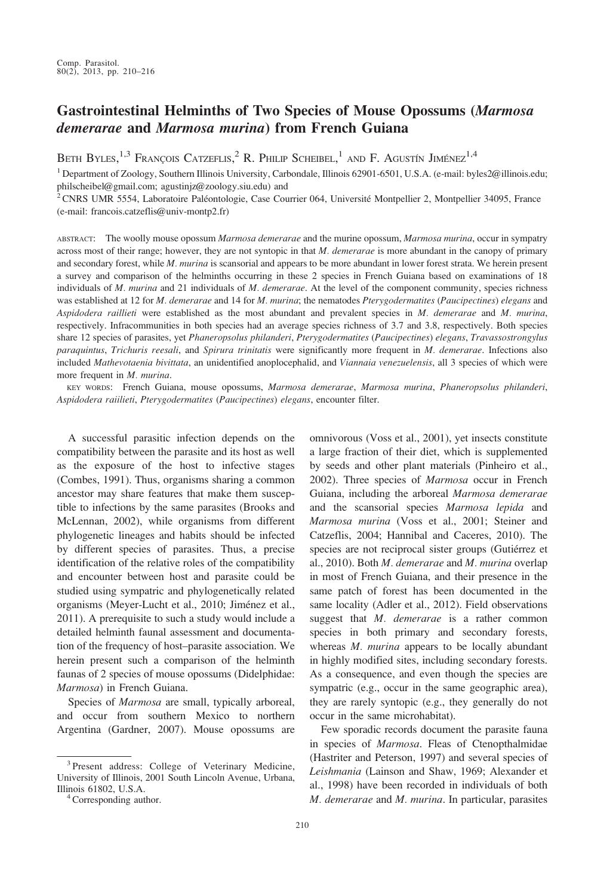# Gastrointestinal Helminths of Two Species of Mouse Opossums (*Marmosa demerarae* and *Marmosa murina*) from French Guiana

Beth Byles,[1,3] François Catzeflis,[2] R. Philip Scheibel,[1] and F. Agustín Jiménez[1,4]

[1] Department of Zoology, Southern Illinois University, Carbondale, Illinois 62901-6501, U.S.A. (e-mail: byles2@illinois.edu; philscheibel@gmail.com; agustinjz@zoology.siu.edu) and

[2] CNRS UMR 5554, Laboratoire Paléontologie, Case Courrier 064, Université Montpellier 2, Montpellier 34095, France (e-mail: francois.catzeflis@univ-montp2.fr)

abstract: The woolly mouse opossum *Marmosa demerarae* and the murine opossum, *Marmosa murina*, occur in sympatry across most of their range; however, they are not syntopic in that *M. demerarae* is more abundant in the canopy of primary and secondary forest, while *M. murina* is scansorial and appears to be more abundant in lower forest strata. We herein present a survey and comparison of the helminths occurring in these 2 species in French Guiana based on examinations of 18 individuals of *M. murina* and 21 individuals of *M. demerarae*. At the level of the component community, species richness was established at 12 for *M. demerarae* and 14 for *M. murina*; the nematodes *Pterygodermatites* (*Paucipectines*) *elegans* and *Aspidodera raillieti* were established as the most abundant and prevalent species in *M. demerarae* and *M. murina*, respectively. Infracommunities in both species had an average species richness of 3.7 and 3.8, respectively. Both species share 12 species of parasites, yet *Phaneropsolus philanderi*, *Pterygodermatites* (*Paucipectines*) *elegans*, *Travassostrongylus paraquintus*, *Trichuris reesali*, and *Spirura trinitatis* were significantly more frequent in *M. demerarae*. Infections also included *Mathevotaenia bivittata*, an unidentified anoplocephalid, and *Viannaia venezuelensis*, all 3 species of which were more frequent in *M. murina*.

key words: French Guiana, mouse opossums, *Marmosa demerarae*, *Marmosa murina*, *Phaneropsolus philanderi*, *Aspidodera raiilieti*, *Pterygodermatites* (*Paucipectines*) *elegans*, encounter filter.

A successful parasitic infection depends on the compatibility between the parasite and its host as well as the exposure of the host to infective stages (Combes, 1991). Thus, organisms sharing a common ancestor may share features that make them susceptible to infections by the same parasites (Brooks and McLennan, 2002), while organisms from different phylogenetic lineages and habits should be infected by different species of parasites. Thus, a precise identification of the relative roles of the compatibility and encounter between host and parasite could be studied using sympatric and phylogenetically related organisms (Meyer-Lucht et al., 2010; Jiménez et al., 2011). A prerequisite to such a study would include a detailed helminth faunal assessment and documentation of the frequency of host–parasite association. We herein present such a comparison of the helminth faunas of 2 species of mouse opossums (Didelphidae: *Marmosa*) in French Guiana.

Species of *Marmosa* are small, typically arboreal, and occur from southern Mexico to northern Argentina (Gardner, 2007). Mouse opossums are omnivorous (Voss et al., 2001), yet insects constitute a large fraction of their diet, which is supplemented by seeds and other plant materials (Pinheiro et al., 2002). Three species of *Marmosa* occur in French Guiana, including the arboreal *Marmosa demerarae* and the scansorial species *Marmosa lepida* and *Marmosa murina* (Voss et al., 2001; Steiner and Catzeflis, 2004; Hannibal and Caceres, 2010). The species are not reciprocal sister groups (Gutiérrez et al., 2010). Both *M. demerarae* and *M. murina* overlap in most of French Guiana, and their presence in the same patch of forest has been documented in the same locality (Adler et al., 2012). Field observations suggest that *M. demerarae* is a rather common species in both primary and secondary forests, whereas *M. murina* appears to be locally abundant in highly modified sites, including secondary forests. As a consequence, and even though the species are sympatric (e.g., occur in the same geographic area), they are rarely syntopic (e.g., they generally do not occur in the same microhabitat).

Few sporadic records document the parasite fauna in species of *Marmosa*. Fleas of Ctenopthalmidae (Hastriter and Peterson, 1997) and several species of *Leishmania* (Lainson and Shaw, 1969; Alexander et al., 1998) have been recorded in individuals of both *M. demerarae* and *M. murina*. In particular, parasites

[3] Present address: College of Veterinary Medicine, University of Illinois, 2001 South Lincoln Avenue, Urbana, Illinois 61802, U.S.A.

[4] Corresponding author.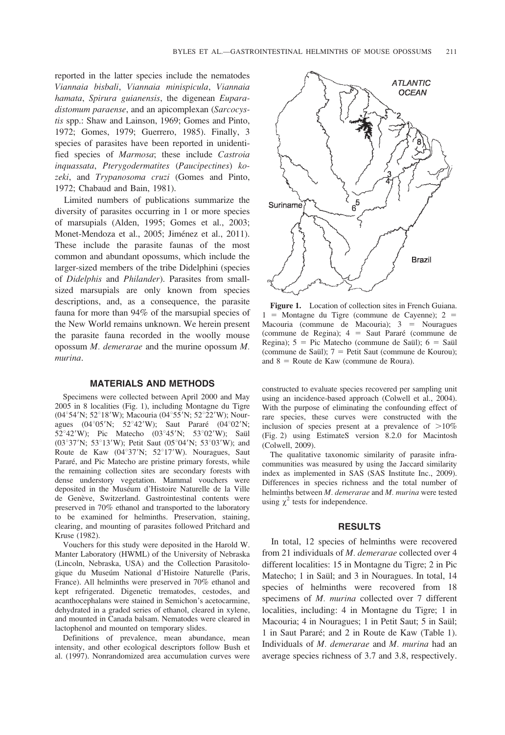reported in the latter species include the nematodes *Viannaia bisbali*, *Viannaia minispicula*, *Viannaia hamata*, *Spirura guianensis*, the digenean *Eupara-distomum paraense*, and an apicomplexan (*Sarcocystis* spp.: Shaw and Lainson, 1969; Gomes and Pinto, 1972; Gomes, 1979; Guerrero, 1985). Finally, 3 species of parasites have been reported in unidentified species of *Marmosa*; these include *Castroia inquassata*, *Pterygodermatites* (*Paucipectines*) *kozeki*, and *Trypanosoma cruzi* (Gomes and Pinto, 1972; Chabaud and Bain, 1981).

Limited numbers of publications summarize the diversity of parasites occurring in 1 or more species of marsupials (Alden, 1995; Gomes et al., 2003; Monet-Mendoza et al., 2005; Jiménez et al., 2011). These include the parasite faunas of the most common and abundant opossums, which include the larger-sized members of the tribe Didelphini (species of *Didelphis* and *Philander*). Parasites from small-sized marsupials are only known from species descriptions, and, as a consequence, the parasite fauna for more than 94% of the marsupial species of the New World remains unknown. We herein present the parasite fauna recorded in the woolly mouse opossum *M. demerarae* and the murine opossum *M. murina*.

## MATERIALS AND METHODS

Specimens were collected between April 2000 and May 2005 in 8 localities (Fig. 1), including Montagne du Tigre (04°54′N; 52°18′W); Macouria (04°55′N; 52°22′W); Nouragues (04°05′N; 52°42′W); Saut Pararé (04°02′N; 52°42′W); Pic Matecho (03°45′N; 53°02′W); Saül (03°37′N; 53°13′W); Petit Saut (05°04′N; 53°03′W); and Route de Kaw (04°37′N; 52°17′W). Nouragues, Saut Pararé, and Pic Matecho are pristine primary forests, while the remaining collection sites are secondary forests with dense understory vegetation. Mammal vouchers were deposited in the Muséum d'Histoire Naturelle de la Ville de Genève, Switzerland. Gastrointestinal contents were preserved in 70% ethanol and transported to the laboratory to be examined for helminths. Preservation, staining, clearing, and mounting of parasites followed Pritchard and Kruse (1982).

Vouchers for this study were deposited in the Harold W. Manter Laboratory (HWML) of the University of Nebraska (Lincoln, Nebraska, USA) and the Collection Parasitologique du Museúm National d'Histoire Naturelle (Paris, France). All helminths were preserved in 70% ethanol and kept refrigerated. Digenetic trematodes, cestodes, and acanthocephalans were stained in Semichon's acetocarmine, dehydrated in a graded series of ethanol, cleared in xylene, and mounted in Canada balsam. Nematodes were cleared in lactophenol and mounted on temporary slides.

Definitions of prevalence, mean abundance, mean intensity, and other ecological descriptors follow Bush et al. (1997). Nonrandomized area accumulation curves were constructed to evaluate species recovered per sampling unit using an incidence-based approach (Colwell et al., 2004). With the purpose of eliminating the confounding effect of rare species, these curves were constructed with the inclusion of species present at a prevalence of >10% (Fig. 2) using EstimateS version 8.2.0 for Macintosh (Colwell, 2009).

The qualitative taxonomic similarity of parasite infracommunities was measured by using the Jaccard similarity index as implemented in SAS (SAS Institute Inc., 2009). Differences in species richness and the total number of helminths between *M. demerarae* and *M. murina* were tested using $\chi^2$ tests for independence.

**Figure 1.** Location of collection sites in French Guiana. 1 = Montagne du Tigre (commune de Cayenne); 2 = Macouria (commune de Macouria); 3 = Nouragues (commune de Regina); 4 = Saut Pararé (commune de Regina); 5 = Pic Matecho (commune de Saül); 6 = Saül (commune de Saül); 7 = Petit Saut (commune de Kourou); and 8 = Route de Kaw (commune de Roura).

## RESULTS

In total, 12 species of helminths were recovered from 21 individuals of *M. demerarae* collected over 4 different localities: 15 in Montagne du Tigre; 2 in Pic Matecho; 1 in Saül; and 3 in Nouragues. In total, 14 species of helminths were recovered from 18 specimens of *M. murina* collected over 7 different localities, including: 4 in Montagne du Tigre; 1 in Macouria; 4 in Nouragues; 1 in Petit Saut; 5 in Saül; 1 in Saut Pararé; and 2 in Route de Kaw (Table 1). Individuals of *M. demerarae* and *M. murina* had an average species richness of 3.7 and 3.8, respectively.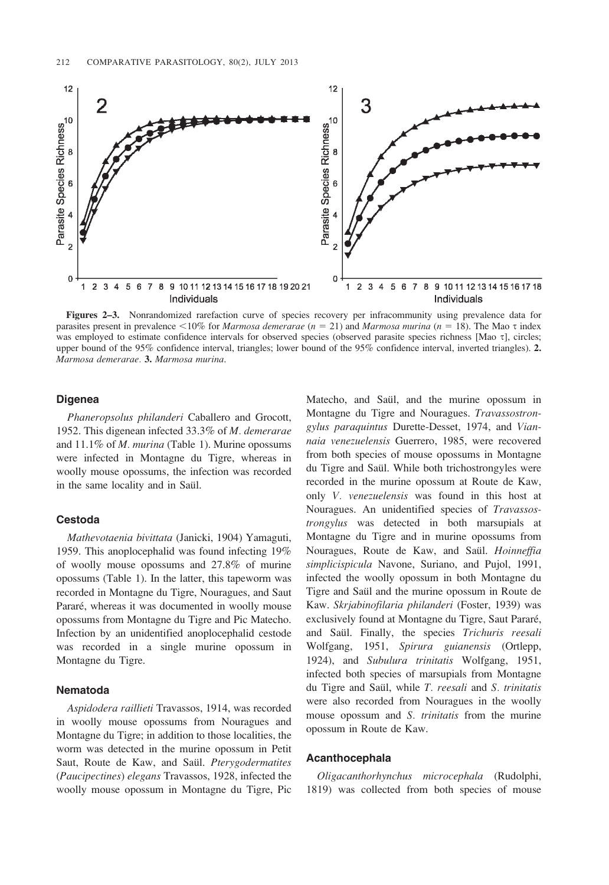Figures 2–3. Nonrandomized rarefaction curve of species recovery per infracommunity using prevalence data for parasites present in prevalence <10% for *Marmosa demerarae* ($n = 21$) and *Marmosa murina* ($n = 18$). The Mao τ index was employed to estimate confidence intervals for observed species (observed parasite species richness [Mao τ], circles; upper bound of the 95% confidence interval, triangles; lower bound of the 95% confidence interval, inverted triangles). **2.** *Marmosa demerarae*. **3.** *Marmosa murina*.

### Digenea

*Phaneropsolus philanderi* Caballero and Grocott, 1952. This digenean infected 33.3% of *M. demerarae* and 11.1% of *M. murina* (Table 1). Murine opossums were infected in Montagne du Tigre, whereas in woolly mouse opossums, the infection was recorded in the same locality and in Saül.

### Cestoda

*Mathevotaenia bivittata* (Janicki, 1904) Yamaguti, 1959. This anoplocephalid was found infecting 19% of woolly mouse opossums and 27.8% of murine opossums (Table 1). In the latter, this tapeworm was recorded in Montagne du Tigre, Nouragues, and Saut Pararé, whereas it was documented in woolly mouse opossums from Montagne du Tigre and Pic Matecho. Infection by an unidentified anoplocephalid cestode was recorded in a single murine opossum in Montagne du Tigre.

### Nematoda

*Aspidodera raillieti* Travassos, 1914, was recorded in woolly mouse opossums from Nouragues and Montagne du Tigre; in addition to those localities, the worm was detected in the murine opossum in Petit Saut, Route de Kaw, and Saül. *Pterygodermatites* (*Paucipectines*) *elegans* Travassos, 1928, infected the woolly mouse opossum in Montagne du Tigre, Pic Matecho, and Saül, and the murine opossum in Montagne du Tigre and Nouragues. *Travassostrongylus paraquintus* Durette-Desset, 1974, and *Viannaia venezuelensis* Guerrero, 1985, were recovered from both species of mouse opossums in Montagne du Tigre and Saül. While both trichostrongyles were recorded in the murine opossum at Route de Kaw, only *V. venezuelensis* was found in this host at Nouragues. An unidentified species of *Travassostrongylus* was detected in both marsupials at Montagne du Tigre and in murine opossums from Nouragues, Route de Kaw, and Saül. *Hoineffia simplicispicula* Navone, Suriano, and Pujol, 1991, infected the woolly opossum in both Montagne du Tigre and Saül and the murine opossum in Route de Kaw. *Skrjabinofilaria philanderi* (Foster, 1939) was exclusively found at Montagne du Tigre, Saut Pararé, and Saül. Finally, the species *Trichuris reesali* Wolfgang, 1951, *Spirura guianensis* (Ortlepp, 1924), and *Subulura trinitatis* Wolfgang, 1951, infected both species of marsupials from Montagne du Tigre and Saül, while *T. reesali* and *S. trinitatis* were also recorded from Nouragues in the woolly mouse opossum and *S. trinitatis* from the murine opossum in Route de Kaw.

### Acanthocephala

*Oligacanthorhynchus microcephala* (Rudolphi, 1819) was collected from both species of mouse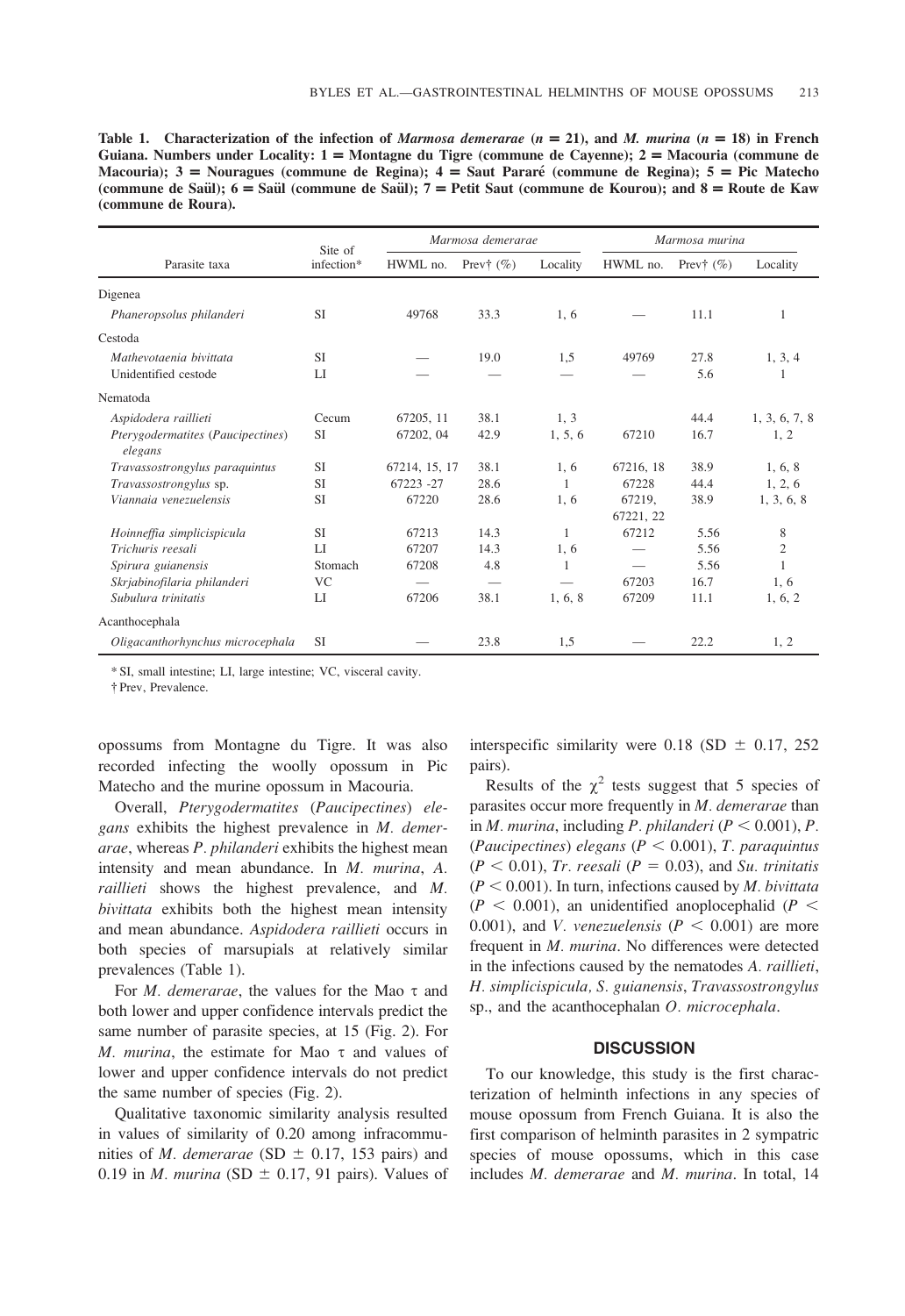**Table 1. Characterization of the infection of *Marmosa demerarae* ($n = 21$), and *M. murina* ($n = 18$) in French Guiana. Numbers under Locality: 1 = Montagne du Tigre (commune de Cayenne); 2 = Macouria (commune de Macouria); 3 = Nouragues (commune de Regina); 4 = Saut Pararé (commune de Regina); 5 = Pic Matecho (commune de Saül); 6 = Saül (commune de Saül); 7 = Petit Saut (commune de Kourou); and 8 = Route de Kaw (commune de Roura).**

| Parasite taxa | Site of infection* | *Marmosa demerarae* | | | *Marmosa murina* | | |
|---|---|---|---|---|---|---|---|
| | | HWML no. | Prev† (%) | Locality | HWML no. | Prev† (%) | Locality |
| Digenea | | | | | | | |
| *Phaneropsolus philanderi* | SI | 49768 | 33.3 | 1, 6 | — | 11.1 | 1 |
| Cestoda | | | | | | | |
| *Mathevotaenia bivittata* | SI | — | 19.0 | 1,5 | 49769 | 27.8 | 1, 3, 4 |
| Unidentified cestode | LI | — | — | — | — | 5.6 | 1 |
| Nematoda | | | | | | | |
| *Aspidodera raillieti* | Cecum | 67205, 11 | 38.1 | 1, 3 | | 44.4 | 1, 3, 6, 7, 8 |
| *Pterygodermatites (Paucipectines) elegans* | SI | 67202, 04 | 42.9 | 1, 5, 6 | 67210 | 16.7 | 1, 2 |
| *Travassostrongylus paraquintus* | SI | 67214, 15, 17 | 38.1 | 1, 6 | 67216, 18 | 38.9 | 1, 6, 8 |
| *Travassostrongylus* sp. | SI | 67223 -27 | 28.6 | 1 | 67228 | 44.4 | 1, 2, 6 |
| *Viannaia venezuelensis* | SI | 67220 | 28.6 | 1, 6 | 67219, 67221, 22 | 38.9 | 1, 3, 6, 8 |
| *Hoinneffia simplicispicula* | SI | 67213 | 14.3 | 1 | 67212 | 5.56 | 8 |
| *Trichuris reesali* | LI | 67207 | 14.3 | 1, 6 | — | 5.56 | 2 |
| *Spirura guianensis* | Stomach | 67208 | 4.8 | 1 | — | 5.56 | 1 |
| *Skrjabinofilaria philanderi* | VC | — | — | — | 67203 | 16.7 | 1, 6 |
| *Subulura trinitatis* | LI | 67206 | 38.1 | 1, 6, 8 | 67209 | 11.1 | 1, 6, 2 |
| Acanthocephala | | | | | | | |
| *Oligacanthorhynchus microcephala* | SI | — | 23.8 | 1,5 | — | 22.2 | 1, 2 |

\* SI, small intestine; LI, large intestine; VC, visceral cavity.

† Prev, Prevalence.

opossums from Montagne du Tigre. It was also recorded infecting the woolly opossum in Pic Matecho and the murine opossum in Macouria.

Overall, *Pterygodermatites* (*Paucipectines*) *elegans* exhibits the highest prevalence in *M. demerarae*, whereas *P. philanderi* exhibits the highest mean intensity and mean abundance. In *M. murina*, *A. raillieti* shows the highest prevalence, and *M. bivittata* exhibits both the highest mean intensity and mean abundance. *Aspidodera raillieti* occurs in both species of marsupials at relatively similar prevalences (Table 1).

For *M. demerarae*, the values for the Mao $\tau$ and both lower and upper confidence intervals predict the same number of parasite species, at 15 (Fig. 2). For *M. murina*, the estimate for Mao $\tau$ and values of lower and upper confidence intervals do not predict the same number of species (Fig. 2).

Qualitative taxonomic similarity analysis resulted in values of similarity of 0.20 among infracommunities of *M. demerarae* (SD $\pm$ 0.17, 153 pairs) and 0.19 in *M. murina* (SD $\pm$ 0.17, 91 pairs). Values of interspecific similarity were 0.18 (SD $\pm$ 0.17, 252 pairs).

Results of the $\chi^2$ tests suggest that 5 species of parasites occur more frequently in *M. demerarae* than in *M. murina*, including *P. philanderi* ($P < 0.001$), *P.* (*Paucipectines*) *elegans* ($P < 0.001$), *T. paraquintus* ($P < 0.01$), *Tr. reesali* ($P = 0.03$), and *Su. trinitatis* ($P < 0.001$). In turn, infections caused by *M. bivittata* ($P < 0.001$), an unidentified anoplocephalid ($P < 0.001$), and *V. venezuelensis* ($P < 0.001$) are more frequent in *M. murina*. No differences were detected in the infections caused by the nematodes *A. raillieti*, *H. simplicispicula, S. guianensis*, *Travassostrongylus* sp., and the acanthocephalan *O. microcephala*.

## DISCUSSION

To our knowledge, this study is the first characterization of helminth infections in any species of mouse opossum from French Guiana. It is also the first comparison of helminth parasites in 2 sympatric species of mouse opossums, which in this case includes *M. demerarae* and *M. murina*. In total, 14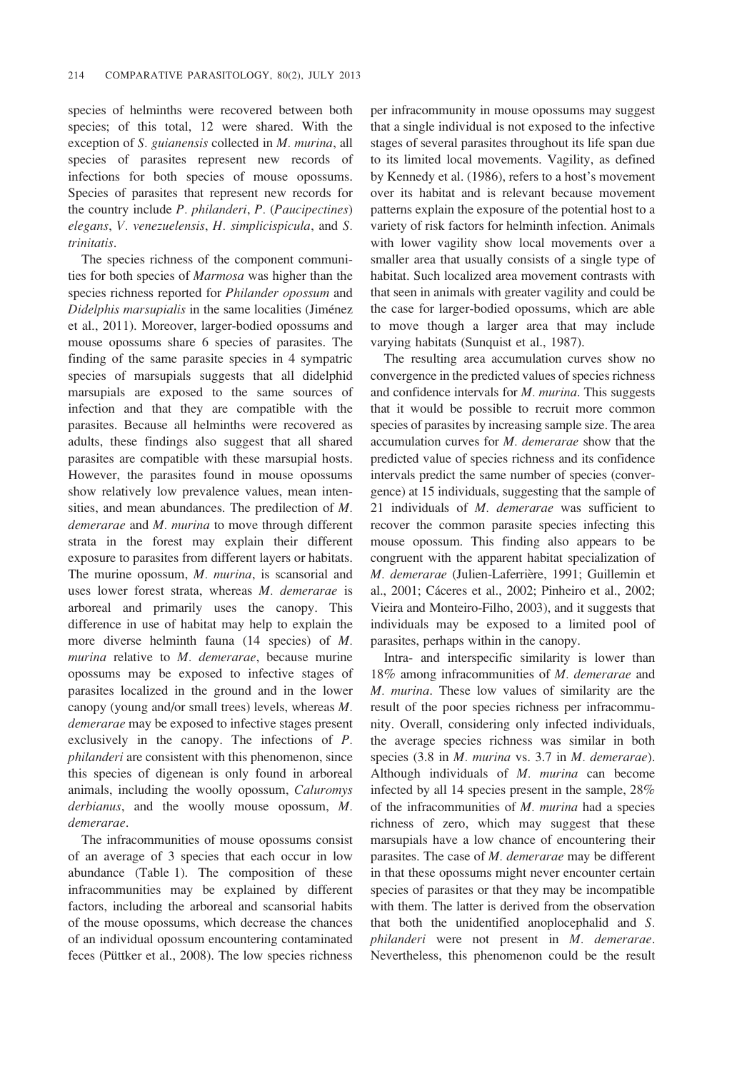species of helminths were recovered between both species; of this total, 12 were shared. With the exception of *S. guianensis* collected in *M. murina*, all species of parasites represent new records of infections for both species of mouse opossums. Species of parasites that represent new records for the country include *P. philanderi*, *P.* (*Paucipectines*) *elegans*, *V. venezuelensis*, *H. simplicispicula*, and *S. trinitatis*.

The species richness of the component communities for both species of *Marmosa* was higher than the species richness reported for *Philander opossum* and *Didelphis marsupialis* in the same localities (Jiménez et al., 2011). Moreover, larger-bodied opossums and mouse opossums share 6 species of parasites. The finding of the same parasite species in 4 sympatric species of marsupials suggests that all didelphid marsupials are exposed to the same sources of infection and that they are compatible with the parasites. Because all helminths were recovered as adults, these findings also suggest that all shared parasites are compatible with these marsupial hosts. However, the parasites found in mouse opossums show relatively low prevalence values, mean intensities, and mean abundances. The predilection of *M. demerarae* and *M. murina* to move through different strata in the forest may explain their different exposure to parasites from different layers or habitats. The murine opossum, *M. murina*, is scansorial and uses lower forest strata, whereas *M. demerarae* is arboreal and primarily uses the canopy. This difference in use of habitat may help to explain the more diverse helminth fauna (14 species) of *M. murina* relative to *M. demerarae*, because murine opossums may be exposed to infective stages of parasites localized in the ground and in the lower canopy (young and/or small trees) levels, whereas *M. demerarae* may be exposed to infective stages present exclusively in the canopy. The infections of *P. philanderi* are consistent with this phenomenon, since this species of digenean is only found in arboreal animals, including the woolly opossum, *Caluromys derbianus*, and the woolly mouse opossum, *M. demerarae*.

The infracommunities of mouse opossums consist of an average of 3 species that each occur in low abundance (Table 1). The composition of these infracommunities may be explained by different factors, including the arboreal and scansorial habits of the mouse opossums, which decrease the chances of an individual opossum encountering contaminated feces (Püttker et al., 2008). The low species richness per infracommunity in mouse opossums may suggest that a single individual is not exposed to the infective stages of several parasites throughout its life span due to its limited local movements. Vagility, as defined by Kennedy et al. (1986), refers to a host's movement over its habitat and is relevant because movement patterns explain the exposure of the potential host to a variety of risk factors for helminth infection. Animals with lower vagility show local movements over a smaller area that usually consists of a single type of habitat. Such localized area movement contrasts with that seen in animals with greater vagility and could be the case for larger-bodied opossums, which are able to move though a larger area that may include varying habitats (Sunquist et al., 1987).

The resulting area accumulation curves show no convergence in the predicted values of species richness and confidence intervals for *M. murina*. This suggests that it would be possible to recruit more common species of parasites by increasing sample size. The area accumulation curves for *M. demerarae* show that the predicted value of species richness and its confidence intervals predict the same number of species (convergence) at 15 individuals, suggesting that the sample of 21 individuals of *M. demerarae* was sufficient to recover the common parasite species infecting this mouse opossum. This finding also appears to be congruent with the apparent habitat specialization of *M. demerarae* (Julien-Laferrière, 1991; Guillemin et al., 2001; Cáceres et al., 2002; Pinheiro et al., 2002; Vieira and Monteiro-Filho, 2003), and it suggests that individuals may be exposed to a limited pool of parasites, perhaps within in the canopy.

Intra- and interspecific similarity is lower than 18% among infracommunities of *M. demerarae* and *M. murina*. These low values of similarity are the result of the poor species richness per infracommunity. Overall, considering only infected individuals, the average species richness was similar in both species (3.8 in *M. murina* vs. 3.7 in *M. demerarae*). Although individuals of *M. murina* can become infected by all 14 species present in the sample, 28% of the infracommunities of *M. murina* had a species richness of zero, which may suggest that these marsupials have a low chance of encountering their parasites. The case of *M. demerarae* may be different in that these opossums might never encounter certain species of parasites or that they may be incompatible with them. The latter is derived from the observation that both the unidentified anoplocephalid and *S. philanderi* were not present in *M. demerarae*. Nevertheless, this phenomenon could be the result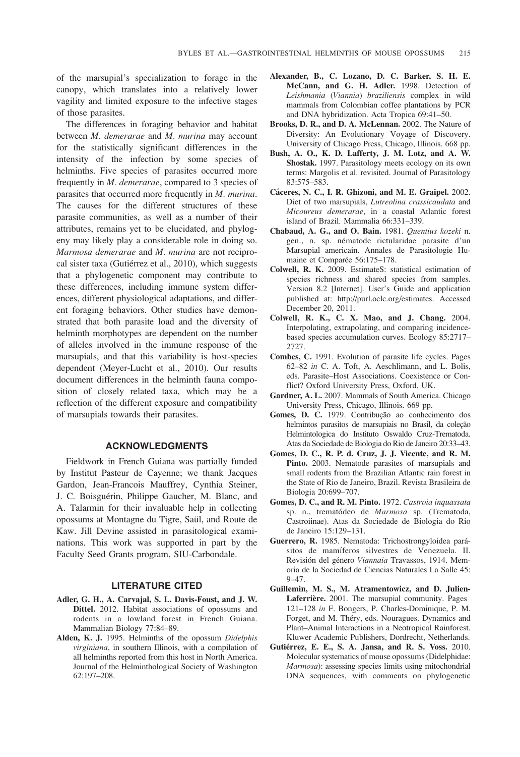of the marsupial's specialization to forage in the canopy, which translates into a relatively lower vagility and limited exposure to the infective stages of those parasites.

The differences in foraging behavior and habitat between *M. demerarae* and *M. murina* may account for the statistically significant differences in the intensity of the infection by some species of helminths. Five species of parasites occurred more frequently in *M. demerarae*, compared to 3 species of parasites that occurred more frequently in *M. murina*. The causes for the different structures of these parasite communities, as well as a number of their attributes, remains yet to be elucidated, and phylogeny may likely play a considerable role in doing so. *Marmosa demerarae* and *M. murina* are not reciprocal sister taxa (Gutiérrez et al., 2010), which suggests that a phylogenetic component may contribute to these differences, including immune system differences, different physiological adaptations, and different foraging behaviors. Other studies have demonstrated that both parasite load and the diversity of helminth morphotypes are dependent on the number of alleles involved in the immune response of the marsupials, and that this variability is host-species dependent (Meyer-Lucht et al., 2010). Our results document differences in the helminth fauna composition of closely related taxa, which may be a reflection of the different exposure and compatibility of marsupials towards their parasites.

## ACKNOWLEDGMENTS

Fieldwork in French Guiana was partially funded by Institut Pasteur de Cayenne; we thank Jacques Gardon, Jean-Francois Mauffrey, Cynthia Steiner, J. C. Boisguérin, Philippe Gaucher, M. Blanc, and A. Talarmin for their invaluable help in collecting opossums at Montagne du Tigre, Saül, and Route de Kaw. Jill Devine assisted in parasitological examinations. This work was supported in part by the Faculty Seed Grants program, SIU-Carbondale.

## LITERATURE CITED

**Adler, G. H., A. Carvajal, S. L. Davis-Foust, and J. W. Dittel.** 2012. Habitat associations of opossums and rodents in a lowland forest in French Guiana. Mammalian Biology 77:84–89.

**Alden, K. J.** 1995. Helminths of the opossum *Didelphis virginiana*, in southern Illinois, with a compilation of all helminths reported from this host in North America. Journal of the Helminthological Society of Washington 62:197–208.

**Alexander, B., C. Lozano, D. C. Barker, S. H. E. McCann, and G. H. Adler.** 1998. Detection of *Leishmania* (*Viannia*) *braziliensis* complex in wild mammals from Colombian coffee plantations by PCR and DNA hybridization. Acta Tropica 69:41–50.

**Brooks, D. R., and D. A. McLennan.** 2002. The Nature of Diversity: An Evolutionary Voyage of Discovery. University of Chicago Press, Chicago, Illinois. 668 pp.

**Bush, A. O., K. D. Lafferty, J. M. Lotz, and A. W. Shostak.** 1997. Parasitology meets ecology on its own terms: Margolis et al. revisited. Journal of Parasitology 83:575–583.

**Cáceres, N. C., I. R. Ghizoni, and M. E. Graipel.** 2002. Diet of two marsupials, *Lutreolina crassicaudata* and *Micoureus demerarae*, in a coastal Atlantic forest island of Brazil. Mammalia 66:331–339.

**Chabaud, A. G., and O. Bain.** 1981. *Quentius kozeki* n. gen., n. sp. nématode rictularidae parasite d'un Marsupial americain. Annales de Parasitologie Humaine et Comparée 56:175–178.

**Colwell, R. K.** 2009. EstimateS: statistical estimation of species richness and shared species from samples. Version 8.2 [Internet]. User's Guide and application published at: http://purl.oclc.org/estimates. Accessed December 20, 2011.

**Colwell, R. K., C. X. Mao, and J. Chang.** 2004. Interpolating, extrapolating, and comparing incidence-based species accumulation curves. Ecology 85:2717–2727.

**Combes, C.** 1991. Evolution of parasite life cycles. Pages 62–82 *in* C. A. Toft, A. Aeschlimann, and L. Bolis, eds. Parasite–Host Associations. Coexistence or Conflict? Oxford University Press, Oxford, UK.

**Gardner, A. L.** 2007. Mammals of South America. Chicago University Press, Chicago, Illinois. 669 pp.

**Gomes, D. C.** 1979. Contribução ao conhecimento dos helmintos parasitos de marsupiais no Brasil, da coleção Helmintologica do Instituto Oswaldo Cruz-Trematoda. Atas da Sociedade de Biologia do Rio de Janeiro 20:33–43.

**Gomes, D. C., R. P. d. Cruz, J. J. Vicente, and R. M. Pinto.** 2003. Nematode parasites of marsupials and small rodents from the Brazilian Atlantic rain forest in the State of Rio de Janeiro, Brazil. Revista Brasileira de Biologia 20:699–707.

**Gomes, D. C., and R. M. Pinto.** 1972. *Castroia inquassata* sp. n., trematódeo de *Marmosa* sp. (Trematoda, Castroiinae). Atas da Sociedade de Biologia do Rio de Janeiro 15:129–131.

**Guerrero, R.** 1985. Nematoda: Trichostrongyloidea parásitos de mamíferos silvestres de Venezuela. II. Revisión del género *Viannaia* Travassos, 1914. Memoria de la Sociedad de Ciencias Naturales La Salle 45: 9–47.

**Guillemin, M. S., M. Atramentowicz, and D. Julien-Laferrière.** 2001. The marsupial community. Pages 121–128 *in* F. Bongers, P. Charles-Dominique, P. M. Forget, and M. Théry, eds. Nouragues. Dynamics and Plant–Animal Interactions in a Neotropical Rainforest. Kluwer Academic Publishers, Dordrecht, Netherlands.

**Gutiérrez, E. E., S. A. Jansa, and R. S. Voss.** 2010. Molecular systematics of mouse opossums (Didelphidae: *Marmosa*): assessing species limits using mitochondrial DNA sequences, with comments on phylogenetic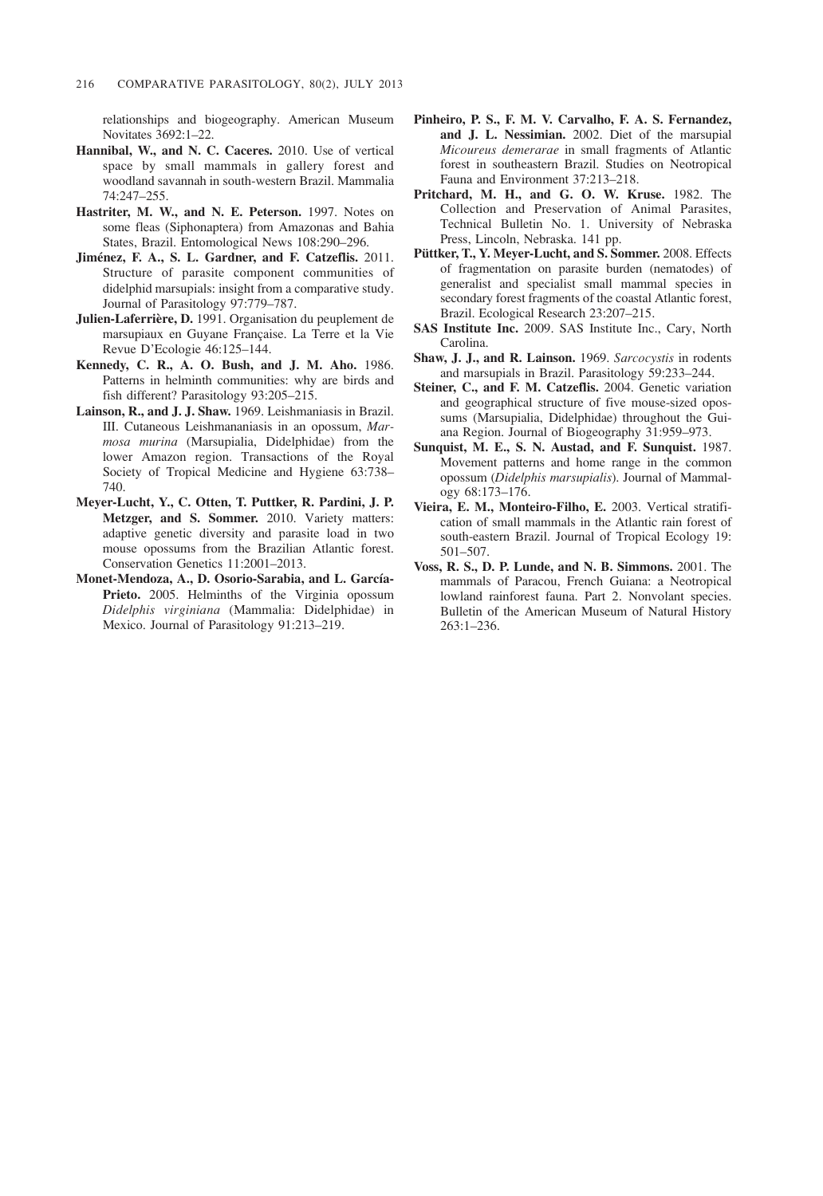relationships and biogeography. American Museum Novitates 3692:1–22.

**Hannibal, W., and N. C. Caceres.** 2010. Use of vertical space by small mammals in gallery forest and woodland savannah in south-western Brazil. Mammalia 74:247–255.

**Hastriter, M. W., and N. E. Peterson.** 1997. Notes on some fleas (Siphonaptera) from Amazonas and Bahia States, Brazil. Entomological News 108:290–296.

**Jiménez, F. A., S. L. Gardner, and F. Catzeflis.** 2011. Structure of parasite component communities of didelphid marsupials: insight from a comparative study. Journal of Parasitology 97:779–787.

**Julien-Laferrière, D.** 1991. Organisation du peuplement de marsupiaux en Guyane Française. La Terre et la Vie Revue D'Ecologie 46:125–144.

**Kennedy, C. R., A. O. Bush, and J. M. Aho.** 1986. Patterns in helminth communities: why are birds and fish different? Parasitology 93:205–215.

**Lainson, R., and J. J. Shaw.** 1969. Leishmaniasis in Brazil. III. Cutaneous Leishmananiasis in an opossum, *Marmosa murina* (Marsupialia, Didelphidae) from the lower Amazon region. Transactions of the Royal Society of Tropical Medicine and Hygiene 63:738–740.

**Meyer-Lucht, Y., C. Otten, T. Puttker, R. Pardini, J. P. Metzger, and S. Sommer.** 2010. Variety matters: adaptive genetic diversity and parasite load in two mouse opossums from the Brazilian Atlantic forest. Conservation Genetics 11:2001–2013.

**Monet-Mendoza, A., D. Osorio-Sarabia, and L. García-Prieto.** 2005. Helminths of the Virginia opossum *Didelphis virginiana* (Mammalia: Didelphidae) in Mexico. Journal of Parasitology 91:213–219.

**Pinheiro, P. S., F. M. V. Carvalho, F. A. S. Fernandez, and J. L. Nessimian.** 2002. Diet of the marsupial *Micoureus demerarae* in small fragments of Atlantic forest in southeastern Brazil. Studies on Neotropical Fauna and Environment 37:213–218.

**Pritchard, M. H., and G. O. W. Kruse.** 1982. The Collection and Preservation of Animal Parasites, Technical Bulletin No. 1. University of Nebraska Press, Lincoln, Nebraska. 141 pp.

**Püttker, T., Y. Meyer-Lucht, and S. Sommer.** 2008. Effects of fragmentation on parasite burden (nematodes) of generalist and specialist small mammal species in secondary forest fragments of the coastal Atlantic forest, Brazil. Ecological Research 23:207–215.

**SAS Institute Inc.** 2009. SAS Institute Inc., Cary, North Carolina.

**Shaw, J. J., and R. Lainson.** 1969. *Sarcocystis* in rodents and marsupials in Brazil. Parasitology 59:233–244.

**Steiner, C., and F. M. Catzeflis.** 2004. Genetic variation and geographical structure of five mouse-sized opossums (Marsupialia, Didelphidae) throughout the Guiana Region. Journal of Biogeography 31:959–973.

**Sunquist, M. E., S. N. Austad, and F. Sunquist.** 1987. Movement patterns and home range in the common opossum (*Didelphis marsupialis*). Journal of Mammalogy 68:173–176.

**Vieira, E. M., Monteiro-Filho, E.** 2003. Vertical stratification of small mammals in the Atlantic rain forest of south-eastern Brazil. Journal of Tropical Ecology 19: 501–507.

**Voss, R. S., D. P. Lunde, and N. B. Simmons.** 2001. The mammals of Paracou, French Guiana: a Neotropical lowland rainforest fauna. Part 2. Nonvolant species. Bulletin of the American Museum of Natural History 263:1–236.